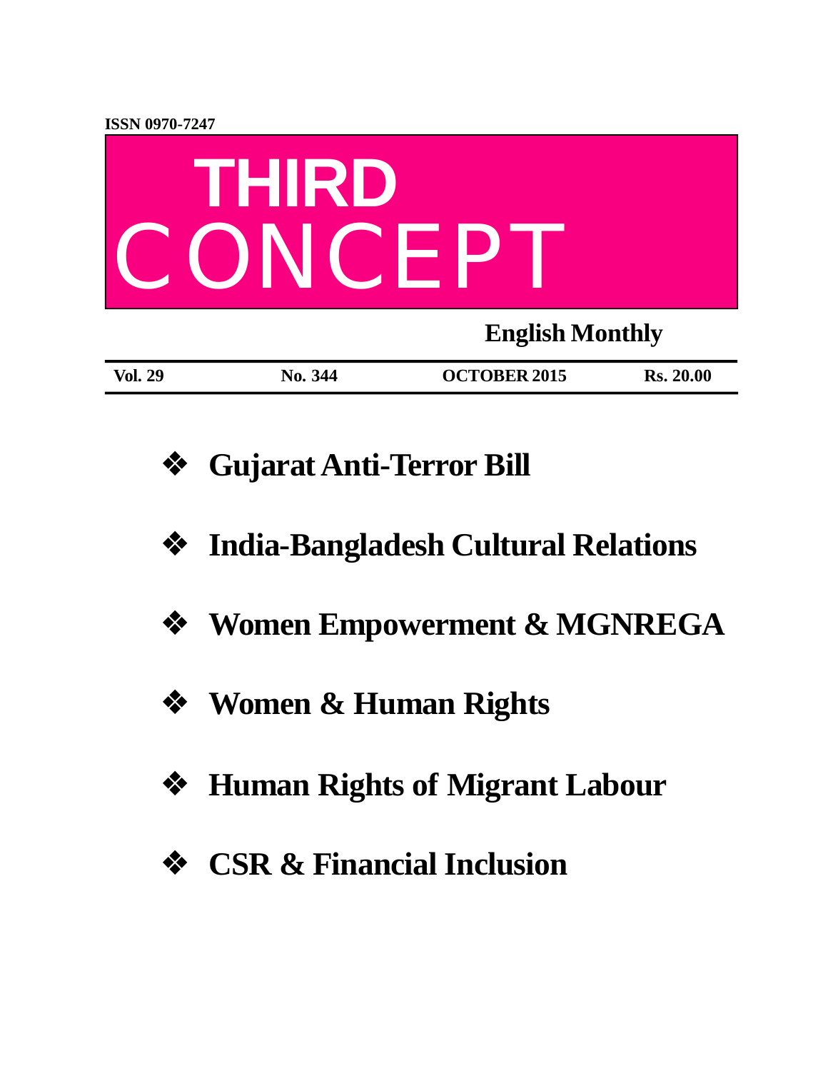ISSN 0970-7247

# THIRD CONCEPT

**English Monthly**

| Vol. 29 | No. 344 | OCTOBER 2015 | Rs. 20.00 |
|---|---|---|---|

- **Gujarat Anti-Terror Bill**
- **India-Bangladesh Cultural Relations**
- **Women Empowerment & MGNREGA**
- **Women & Human Rights**
- **Human Rights of Migrant Labour**
- **CSR & Financial Inclusion**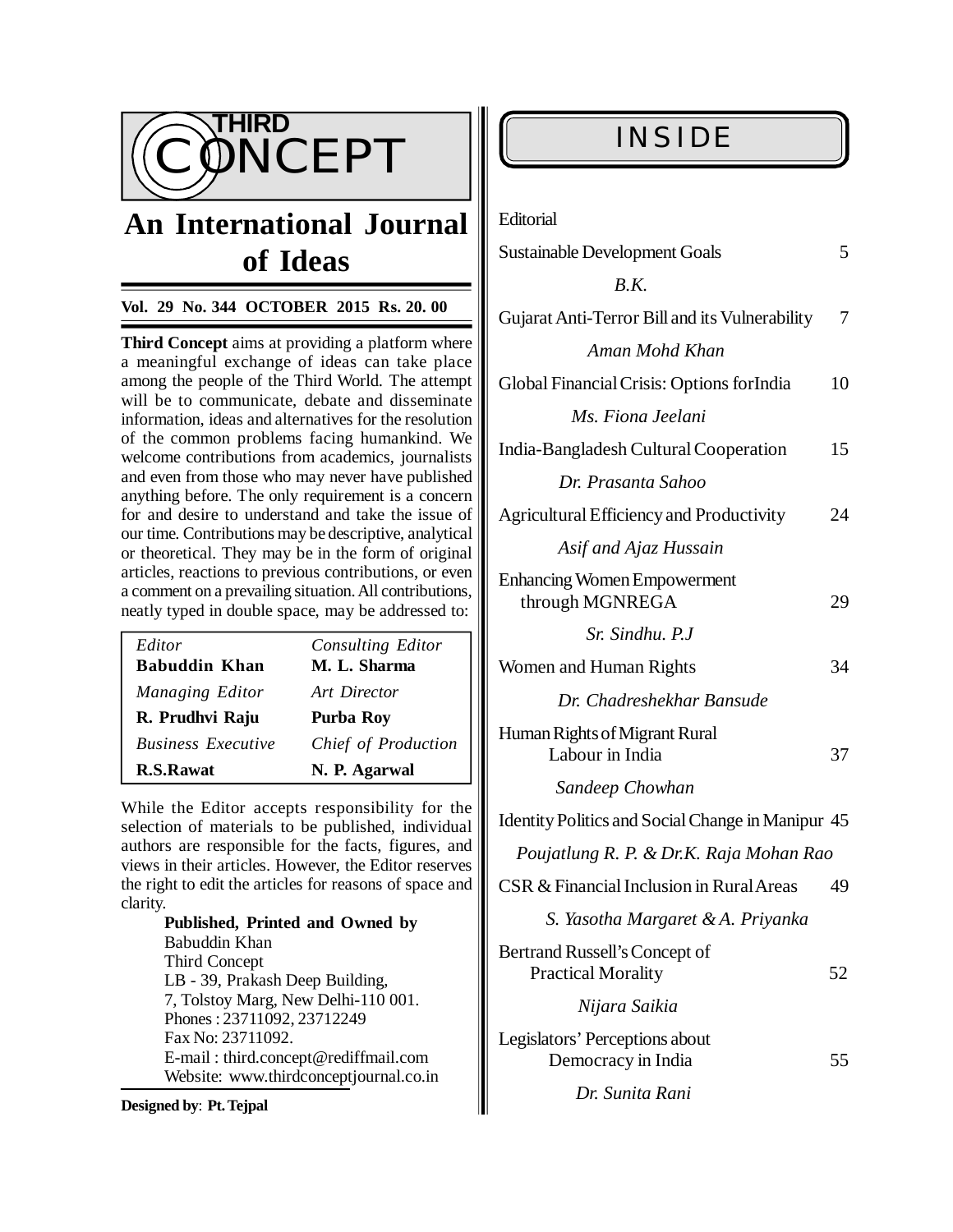# THIRD CONCEPT

## An International Journal of Ideas

**Vol. 29 No. 344 OCTOBER 2015 Rs. 20. 00**

**Third Concept** aims at providing a platform where a meaningful exchange of ideas can take place among the people of the Third World. The attempt will be to communicate, debate and disseminate information, ideas and alternatives for the resolution of the common problems facing humankind. We welcome contributions from academics, journalists and even from those who may never have published anything before. The only requirement is a concern for and desire to understand and take the issue of our time. Contributions may be descriptive, analytical or theoretical. They may be in the form of original articles, reactions to previous contributions, or even a comment on a prevailing situation. All contributions, neatly typed in double space, may be addressed to:

| *Editor* | *Consulting Editor* |
|---|---|
| **Babuddin Khan** | **M. L. Sharma** |
| *Managing Editor* | *Art Director* |
| **R. Prudhvi Raju** | **Purba Roy** |
| *Business Executive* | *Chief of Production* |
| **R.S.Rawat** | **N. P. Agarwal** |

While the Editor accepts responsibility for the selection of materials to be published, individual authors are responsible for the facts, figures, and views in their articles. However, the Editor reserves the right to edit the articles for reasons of space and clarity.

**Published, Printed and Owned by**
Babuddin Khan
Third Concept
LB - 39, Prakash Deep Building,
7, Tolstoy Marg, New Delhi-110 001.
Phones : 23711092, 23712249
Fax No: 23711092.
E-mail : third.concept@rediffmail.com
Website: www.thirdconceptjournal.co.in

**Designed by**: **Pt. Tejpal**

## INSIDE

Editorial

Sustainable Development Goals — 5
*B.K.*

Gujarat Anti-Terror Bill and its Vulnerability — 7
*Aman Mohd Khan*

Global Financial Crisis: Options forIndia — 10
*Ms. Fiona Jeelani*

India-Bangladesh Cultural Cooperation — 15
*Dr. Prasanta Sahoo*

Agricultural Efficiency and Productivity — 24
*Asif and Ajaz Hussain*

Enhancing Women Empowerment through MGNREGA — 29
*Sr. Sindhu. P.J*

Women and Human Rights — 34
*Dr. Chadreshekhar Bansude*

Human Rights of Migrant Rural Labour in India — 37
*Sandeep Chowhan*

Identity Politics and Social Change in Manipur — 45
*Poujatlung R. P. & Dr.K. Raja Mohan Rao*

CSR & Financial Inclusion in Rural Areas — 49
*S. Yasotha Margaret & A. Priyanka*

Bertrand Russell's Concept of Practical Morality — 52
*Nijara Saikia*

Legislators' Perceptions about Democracy in India — 55
*Dr. Sunita Rani*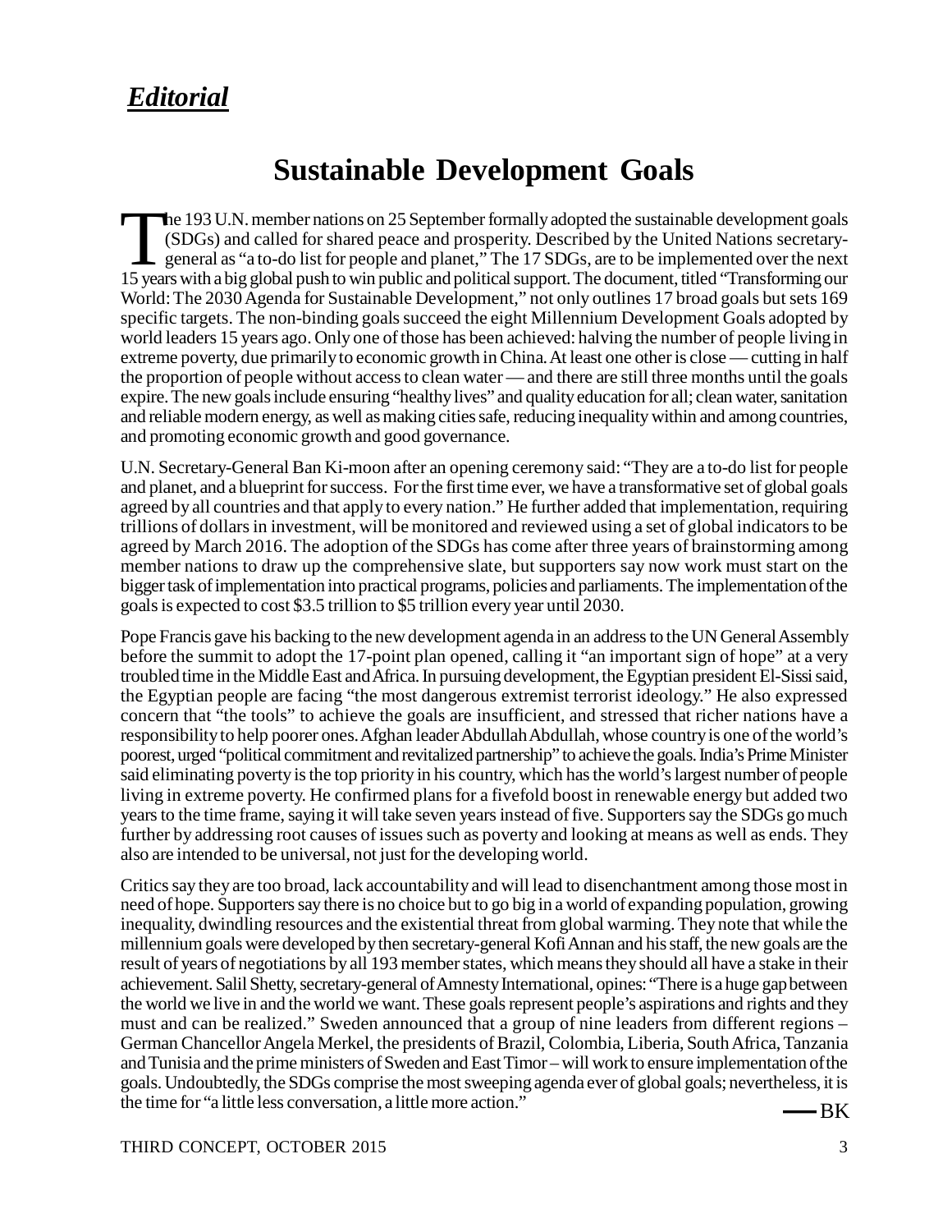## *Editorial*

# Sustainable Development Goals

The 193 U.N. member nations on 25 September formally adopted the sustainable development goals (SDGs) and called for shared peace and prosperity. Described by the United Nations secretary-general as "a to-do list for people and planet," The 17 SDGs, are to be implemented over the next 15 years with a big global push to win public and political support. The document, titled "Transforming our World: The 2030 Agenda for Sustainable Development," not only outlines 17 broad goals but sets 169 specific targets. The non-binding goals succeed the eight Millennium Development Goals adopted by world leaders 15 years ago. Only one of those has been achieved: halving the number of people living in extreme poverty, due primarily to economic growth in China. At least one other is close — cutting in half the proportion of people without access to clean water — and there are still three months until the goals expire. The new goals include ensuring "healthy lives" and quality education for all; clean water, sanitation and reliable modern energy, as well as making cities safe, reducing inequality within and among countries, and promoting economic growth and good governance.

U.N. Secretary-General Ban Ki-moon after an opening ceremony said: "They are a to-do list for people and planet, and a blueprint for success. For the first time ever, we have a transformative set of global goals agreed by all countries and that apply to every nation." He further added that implementation, requiring trillions of dollars in investment, will be monitored and reviewed using a set of global indicators to be agreed by March 2016. The adoption of the SDGs has come after three years of brainstorming among member nations to draw up the comprehensive slate, but supporters say now work must start on the bigger task of implementation into practical programs, policies and parliaments. The implementation of the goals is expected to cost $3.5 trillion to $5 trillion every year until 2030.

Pope Francis gave his backing to the new development agenda in an address to the UN General Assembly before the summit to adopt the 17-point plan opened, calling it "an important sign of hope" at a very troubled time in the Middle East and Africa. In pursuing development, the Egyptian president El-Sissi said, the Egyptian people are facing "the most dangerous extremist terrorist ideology." He also expressed concern that "the tools" to achieve the goals are insufficient, and stressed that richer nations have a responsibility to help poorer ones. Afghan leader Abdullah Abdullah, whose country is one of the world's poorest, urged "political commitment and revitalized partnership" to achieve the goals. India's Prime Minister said eliminating poverty is the top priority in his country, which has the world's largest number of people living in extreme poverty. He confirmed plans for a fivefold boost in renewable energy but added two years to the time frame, saying it will take seven years instead of five. Supporters say the SDGs go much further by addressing root causes of issues such as poverty and looking at means as well as ends. They also are intended to be universal, not just for the developing world.

Critics say they are too broad, lack accountability and will lead to disenchantment among those most in need of hope. Supporters say there is no choice but to go big in a world of expanding population, growing inequality, dwindling resources and the existential threat from global warming. They note that while the millennium goals were developed by then secretary-general Kofi Annan and his staff, the new goals are the result of years of negotiations by all 193 member states, which means they should all have a stake in their achievement. Salil Shetty, secretary-general of Amnesty International, opines: "There is a huge gap between the world we live in and the world we want. These goals represent people's aspirations and rights and they must and can be realized." Sweden announced that a group of nine leaders from different regions – German Chancellor Angela Merkel, the presidents of Brazil, Colombia, Liberia, South Africa, Tanzania and Tunisia and the prime ministers of Sweden and East Timor – will work to ensure implementation of the goals. Undoubtedly, the SDGs comprise the most sweeping agenda ever of global goals; nevertheless, it is the time for "a little less conversation, a little more action."

— BK